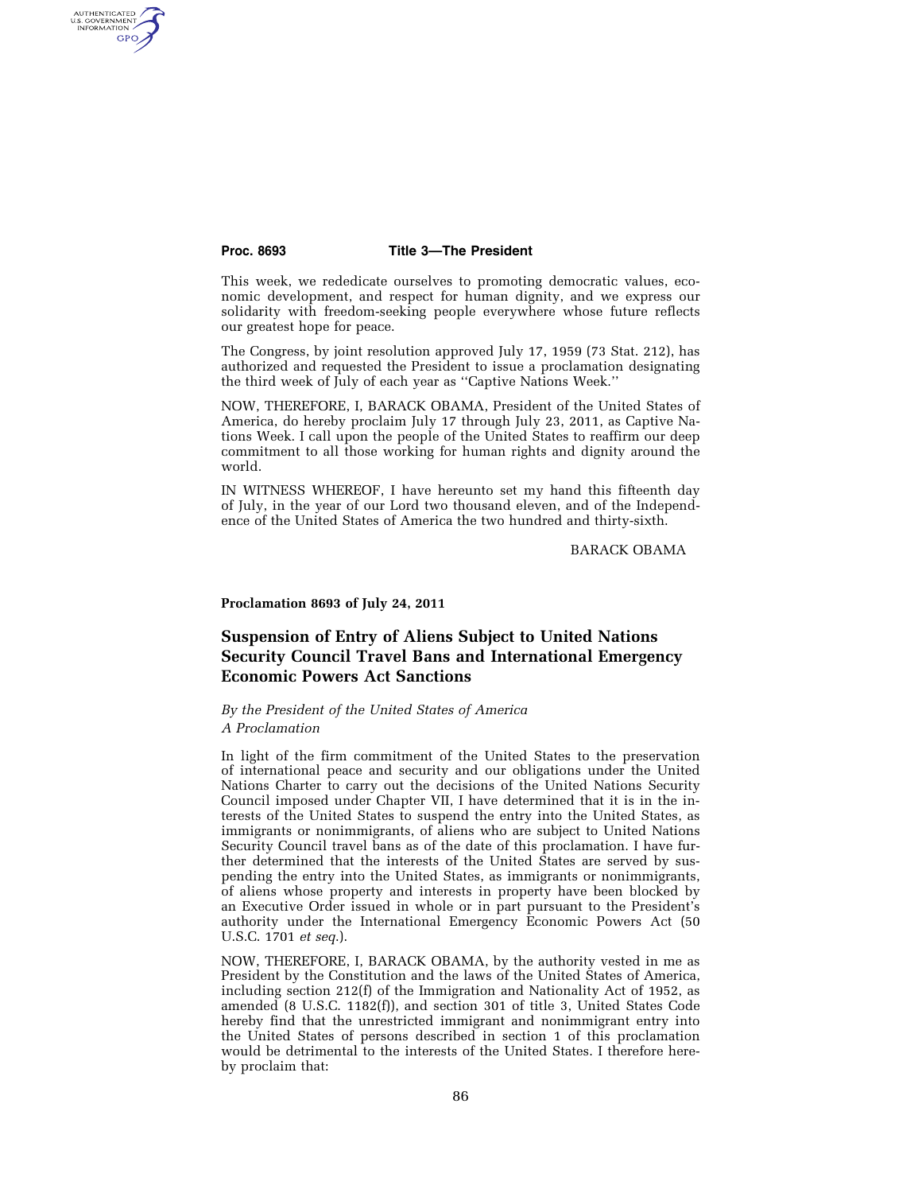This week, we rededicate ourselves to promoting democratic values, economic development, and respect for human dignity, and we express our solidarity with freedom-seeking people everywhere whose future reflects our greatest hope for peace.

The Congress, by joint resolution approved July 17, 1959 (73 Stat. 212), has authorized and requested the President to issue a proclamation designating the third week of July of each year as ''Captive Nations Week.''

NOW, THEREFORE, I, BARACK OBAMA, President of the United States of America, do hereby proclaim July 17 through July 23, 2011, as Captive Nations Week. I call upon the people of the United States to reaffirm our deep commitment to all those working for human rights and dignity around the world.

IN WITNESS WHEREOF, I have hereunto set my hand this fifteenth day of July, in the year of our Lord two thousand eleven, and of the Independence of the United States of America the two hundred and thirty-sixth.

BARACK OBAMA

**Proclamation 8693 of July 24, 2011**

## Suspension of Entry of Aliens Subject to United Nations Security Council Travel Bans and International Emergency Economic Powers Act Sanctions

*By the President of the United States of America*
*A Proclamation*

In light of the firm commitment of the United States to the preservation of international peace and security and our obligations under the United Nations Charter to carry out the decisions of the United Nations Security Council imposed under Chapter VII, I have determined that it is in the interests of the United States to suspend the entry into the United States, as immigrants or nonimmigrants, of aliens who are subject to United Nations Security Council travel bans as of the date of this proclamation. I have further determined that the interests of the United States are served by suspending the entry into the United States, as immigrants or nonimmigrants, of aliens whose property and interests in property have been blocked by an Executive Order issued in whole or in part pursuant to the President's authority under the International Emergency Economic Powers Act (50 U.S.C. 1701 *et seq.*).

NOW, THEREFORE, I, BARACK OBAMA, by the authority vested in me as President by the Constitution and the laws of the United States of America, including section 212(f) of the Immigration and Nationality Act of 1952, as amended (8 U.S.C. 1182(f)), and section 301 of title 3, United States Code hereby find that the unrestricted immigrant and nonimmigrant entry into the United States of persons described in section 1 of this proclamation would be detrimental to the interests of the United States. I therefore hereby proclaim that: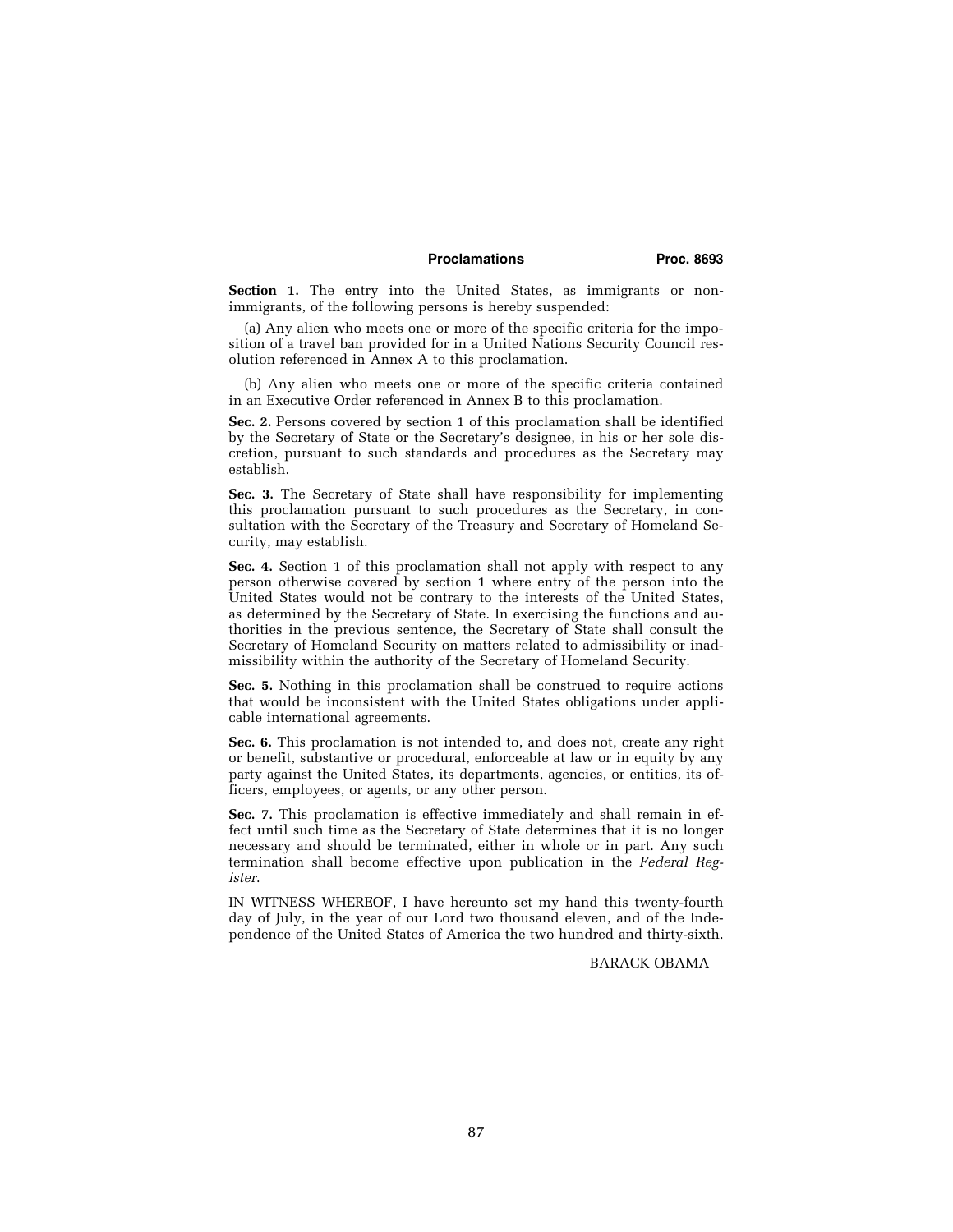**Section 1.** The entry into the United States, as immigrants or nonimmigrants, of the following persons is hereby suspended:

(a) Any alien who meets one or more of the specific criteria for the imposition of a travel ban provided for in a United Nations Security Council resolution referenced in Annex A to this proclamation.

(b) Any alien who meets one or more of the specific criteria contained in an Executive Order referenced in Annex B to this proclamation.

**Sec. 2.** Persons covered by section 1 of this proclamation shall be identified by the Secretary of State or the Secretary's designee, in his or her sole discretion, pursuant to such standards and procedures as the Secretary may establish.

**Sec. 3.** The Secretary of State shall have responsibility for implementing this proclamation pursuant to such procedures as the Secretary, in consultation with the Secretary of the Treasury and Secretary of Homeland Security, may establish.

**Sec. 4.** Section 1 of this proclamation shall not apply with respect to any person otherwise covered by section 1 where entry of the person into the United States would not be contrary to the interests of the United States, as determined by the Secretary of State. In exercising the functions and authorities in the previous sentence, the Secretary of State shall consult the Secretary of Homeland Security on matters related to admissibility or inadmissibility within the authority of the Secretary of Homeland Security.

**Sec. 5.** Nothing in this proclamation shall be construed to require actions that would be inconsistent with the United States obligations under applicable international agreements.

**Sec. 6.** This proclamation is not intended to, and does not, create any right or benefit, substantive or procedural, enforceable at law or in equity by any party against the United States, its departments, agencies, or entities, its officers, employees, or agents, or any other person.

**Sec. 7.** This proclamation is effective immediately and shall remain in effect until such time as the Secretary of State determines that it is no longer necessary and should be terminated, either in whole or in part. Any such termination shall become effective upon publication in the *Federal Register*.

IN WITNESS WHEREOF, I have hereunto set my hand this twenty-fourth day of July, in the year of our Lord two thousand eleven, and of the Independence of the United States of America the two hundred and thirty-sixth.

BARACK OBAMA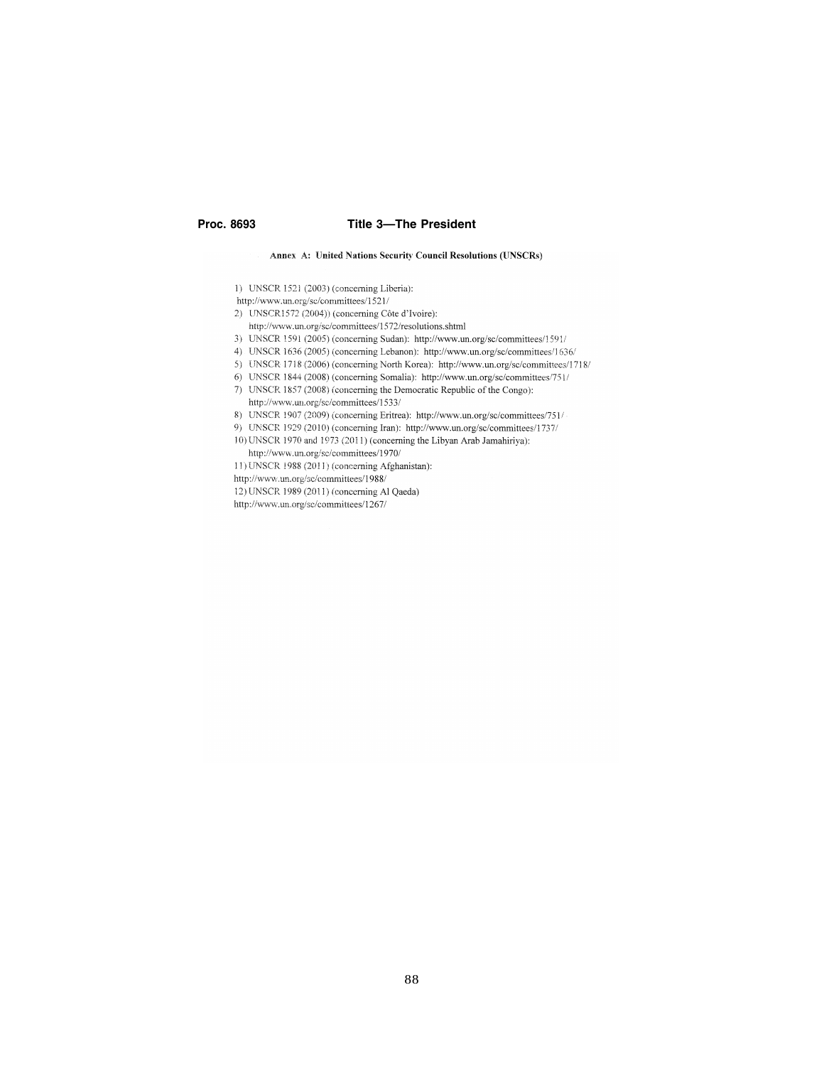## Annex A: United Nations Security Council Resolutions (UNSCRs)

1) UNSCR 1521 (2003) (concerning Liberia): http://www.un.org/sc/committees/1521/
2) UNSCR1572 (2004)) (concerning Côte d'Ivoire): http://www.un.org/sc/committees/1572/resolutions.shtml
3) UNSCR 1591 (2005) (concerning Sudan): http://www.un.org/sc/committees/1591/
4) UNSCR 1636 (2005) (concerning Lebanon): http://www.un.org/sc/committees/1636/
5) UNSCR 1718 (2006) (concerning North Korea): http://www.un.org/sc/committees/1718/
6) UNSCR 1844 (2008) (concerning Somalia): http://www.un.org/sc/committees/751/
7) UNSCR 1857 (2008) (concerning the Democratic Republic of the Congo): http://www.un.org/sc/committees/1533/
8) UNSCR 1907 (2009) (concerning Eritrea): http://www.un.org/sc/committees/751/
9) UNSCR 1929 (2010) (concerning Iran): http://www.un.org/sc/committees/1737/
10) UNSCR 1970 and 1973 (2011) (concerning the Libyan Arab Jamahiriya): http://www.un.org/sc/committees/1970/
11) UNSCR 1988 (2011) (concerning Afghanistan): http://www.un.org/sc/committees/1988/
12) UNSCR 1989 (2011) (concerning Al Qaeda) http://www.un.org/sc/committees/1267/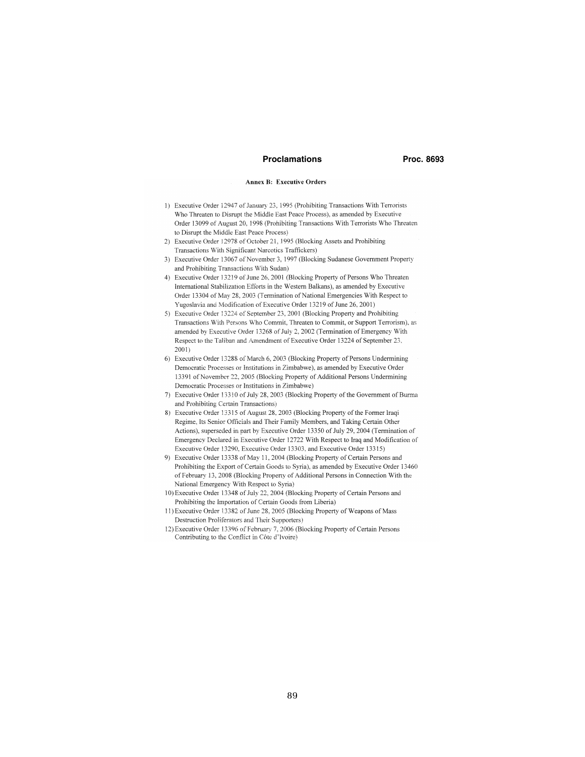## Annex B: Executive Orders

1) Executive Order 12947 of January 23, 1995 (Prohibiting Transactions With Terrorists Who Threaten to Disrupt the Middle East Peace Process), as amended by Executive Order 13099 of August 20, 1998 (Prohibiting Transactions With Terrorists Who Threaten to Disrupt the Middle East Peace Process)
2) Executive Order 12978 of October 21, 1995 (Blocking Assets and Prohibiting Transactions With Significant Narcotics Traffickers)
3) Executive Order 13067 of November 3, 1997 (Blocking Sudanese Government Property and Prohibiting Transactions With Sudan)
4) Executive Order 13219 of June 26, 2001 (Blocking Property of Persons Who Threaten International Stabilization Efforts in the Western Balkans), as amended by Executive Order 13304 of May 28, 2003 (Termination of National Emergencies With Respect to Yugoslavia and Modification of Executive Order 13219 of June 26, 2001)
5) Executive Order 13224 of September 23, 2001 (Blocking Property and Prohibiting Transactions With Persons Who Commit, Threaten to Commit, or Support Terrorism), as amended by Executive Order 13268 of July 2, 2002 (Termination of Emergency With Respect to the Taliban and Amendment of Executive Order 13224 of September 23, 2001)
6) Executive Order 13288 of March 6, 2003 (Blocking Property of Persons Undermining Democratic Processes or Institutions in Zimbabwe), as amended by Executive Order 13391 of November 22, 2005 (Blocking Property of Additional Persons Undermining Democratic Processes or Institutions in Zimbabwe)
7) Executive Order 13310 of July 28, 2003 (Blocking Property of the Government of Burma and Prohibiting Certain Transactions)
8) Executive Order 13315 of August 28, 2003 (Blocking Property of the Former Iraqi Regime, Its Senior Officials and Their Family Members, and Taking Certain Other Actions), superseded in part by Executive Order 13350 of July 29, 2004 (Termination of Emergency Declared in Executive Order 12722 With Respect to Iraq and Modification of Executive Order 13290, Executive Order 13303, and Executive Order 13315)
9) Executive Order 13338 of May 11, 2004 (Blocking Property of Certain Persons and Prohibiting the Export of Certain Goods to Syria), as amended by Executive Order 13460 of February 13, 2008 (Blocking Property of Additional Persons in Connection With the National Emergency With Respect to Syria)
10) Executive Order 13348 of July 22, 2004 (Blocking Property of Certain Persons and Prohibiting the Importation of Certain Goods from Liberia)
11) Executive Order 13382 of June 28, 2005 (Blocking Property of Weapons of Mass Destruction Proliferators and Their Supporters)
12) Executive Order 13396 of February 7, 2006 (Blocking Property of Certain Persons Contributing to the Conflict in Côte d'Ivoire)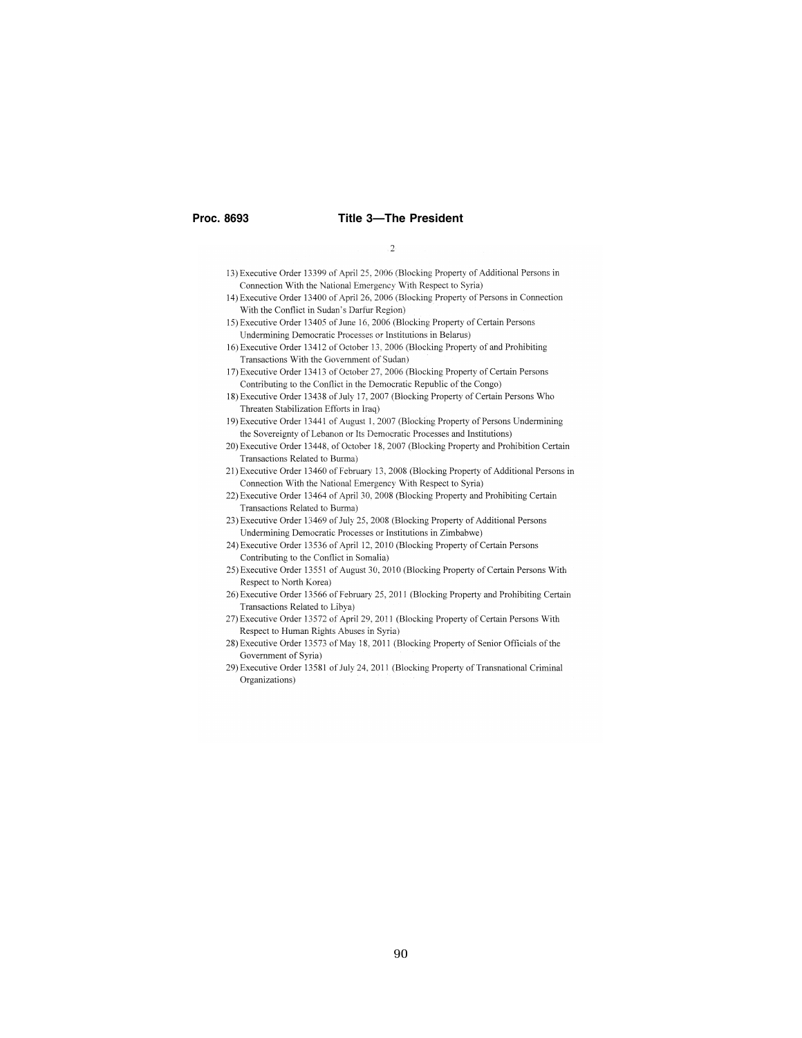13) Executive Order 13399 of April 25, 2006 (Blocking Property of Additional Persons in Connection With the National Emergency With Respect to Syria)
14) Executive Order 13400 of April 26, 2006 (Blocking Property of Persons in Connection With the Conflict in Sudan's Darfur Region)
15) Executive Order 13405 of June 16, 2006 (Blocking Property of Certain Persons Undermining Democratic Processes or Institutions in Belarus)
16) Executive Order 13412 of October 13, 2006 (Blocking Property of and Prohibiting Transactions With the Government of Sudan)
17) Executive Order 13413 of October 27, 2006 (Blocking Property of Certain Persons Contributing to the Conflict in the Democratic Republic of the Congo)
18) Executive Order 13438 of July 17, 2007 (Blocking Property of Certain Persons Who Threaten Stabilization Efforts in Iraq)
19) Executive Order 13441 of August 1, 2007 (Blocking Property of Persons Undermining the Sovereignty of Lebanon or Its Democratic Processes and Institutions)
20) Executive Order 13448, of October 18, 2007 (Blocking Property and Prohibition Certain Transactions Related to Burma)
21) Executive Order 13460 of February 13, 2008 (Blocking Property of Additional Persons in Connection With the National Emergency With Respect to Syria)
22) Executive Order 13464 of April 30, 2008 (Blocking Property and Prohibiting Certain Transactions Related to Burma)
23) Executive Order 13469 of July 25, 2008 (Blocking Property of Additional Persons Undermining Democratic Processes or Institutions in Zimbabwe)
24) Executive Order 13536 of April 12, 2010 (Blocking Property of Certain Persons Contributing to the Conflict in Somalia)
25) Executive Order 13551 of August 30, 2010 (Blocking Property of Certain Persons With Respect to North Korea)
26) Executive Order 13566 of February 25, 2011 (Blocking Property and Prohibiting Certain Transactions Related to Libya)
27) Executive Order 13572 of April 29, 2011 (Blocking Property of Certain Persons With Respect to Human Rights Abuses in Syria)
28) Executive Order 13573 of May 18, 2011 (Blocking Property of Senior Officials of the Government of Syria)
29) Executive Order 13581 of July 24, 2011 (Blocking Property of Transnational Criminal Organizations)